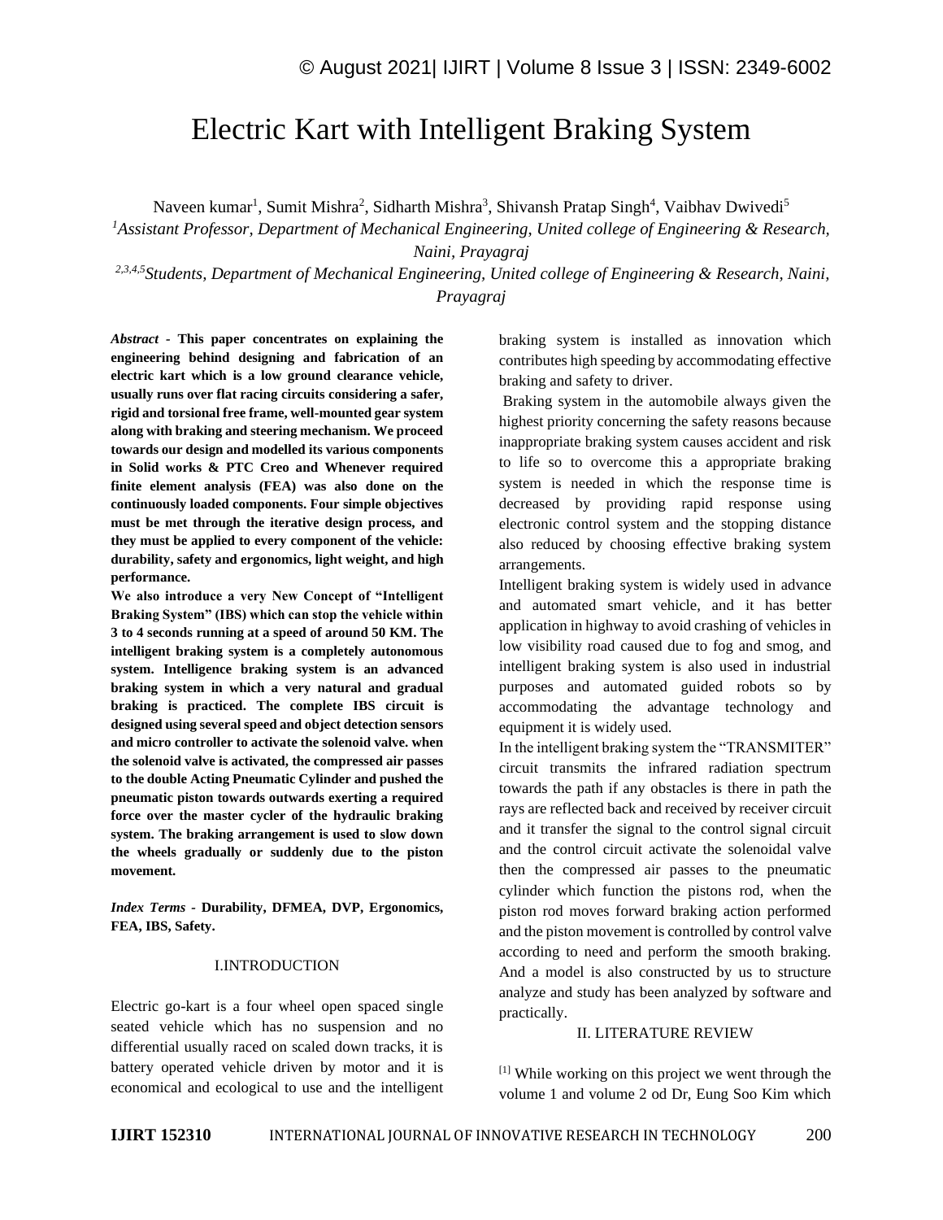# Electric Kart with Intelligent Braking System

Naveen kumar[1], Sumit Mishra[2], Sidharth Mishra[3], Shivansh Pratap Singh[4], Vaibhav Dwivedi[5]

[1]*Assistant Professor, Department of Mechanical Engineering, United college of Engineering & Research, Naini, Prayagraj*

[2,3,4,5]*Students, Department of Mechanical Engineering, United college of Engineering & Research, Naini, Prayagraj*

***Abstract* - This paper concentrates on explaining the engineering behind designing and fabrication of an electric kart which is a low ground clearance vehicle, usually runs over flat racing circuits considering a safer, rigid and torsional free frame, well-mounted gear system along with braking and steering mechanism. We proceed towards our design and modelled its various components in Solid works & PTC Creo and Whenever required finite element analysis (FEA) was also done on the continuously loaded components. Four simple objectives must be met through the iterative design process, and they must be applied to every component of the vehicle: durability, safety and ergonomics, light weight, and high performance.**

**We also introduce a very New Concept of "Intelligent Braking System" (IBS) which can stop the vehicle within 3 to 4 seconds running at a speed of around 50 KM. The intelligent braking system is a completely autonomous system. Intelligence braking system is an advanced braking system in which a very natural and gradual braking is practiced. The complete IBS circuit is designed using several speed and object detection sensors and micro controller to activate the solenoid valve. when the solenoid valve is activated, the compressed air passes to the double Acting Pneumatic Cylinder and pushed the pneumatic piston towards outwards exerting a required force over the master cycler of the hydraulic braking system. The braking arrangement is used to slow down the wheels gradually or suddenly due to the piston movement.**

***Index Terms* - Durability, DFMEA, DVP, Ergonomics, FEA, IBS, Safety.**

## I.INTRODUCTION

Electric go-kart is a four wheel open spaced single seated vehicle which has no suspension and no differential usually raced on scaled down tracks, it is battery operated vehicle driven by motor and it is economical and ecological to use and the intelligent braking system is installed as innovation which contributes high speeding by accommodating effective braking and safety to driver.

Braking system in the automobile always given the highest priority concerning the safety reasons because inappropriate braking system causes accident and risk to life so to overcome this a appropriate braking system is needed in which the response time is decreased by providing rapid response using electronic control system and the stopping distance also reduced by choosing effective braking system arrangements.

Intelligent braking system is widely used in advance and automated smart vehicle, and it has better application in highway to avoid crashing of vehicles in low visibility road caused due to fog and smog, and intelligent braking system is also used in industrial purposes and automated guided robots so by accommodating the advantage technology and equipment it is widely used.

In the intelligent braking system the "TRANSMITER" circuit transmits the infrared radiation spectrum towards the path if any obstacles is there in path the rays are reflected back and received by receiver circuit and it transfer the signal to the control signal circuit and the control circuit activate the solenoidal valve then the compressed air passes to the pneumatic cylinder which function the pistons rod, when the piston rod moves forward braking action performed and the piston movement is controlled by control valve according to need and perform the smooth braking. And a model is also constructed by us to structure analyze and study has been analyzed by software and practically.

## II. LITERATURE REVIEW

[1] While working on this project we went through the volume 1 and volume 2 od Dr, Eung Soo Kim which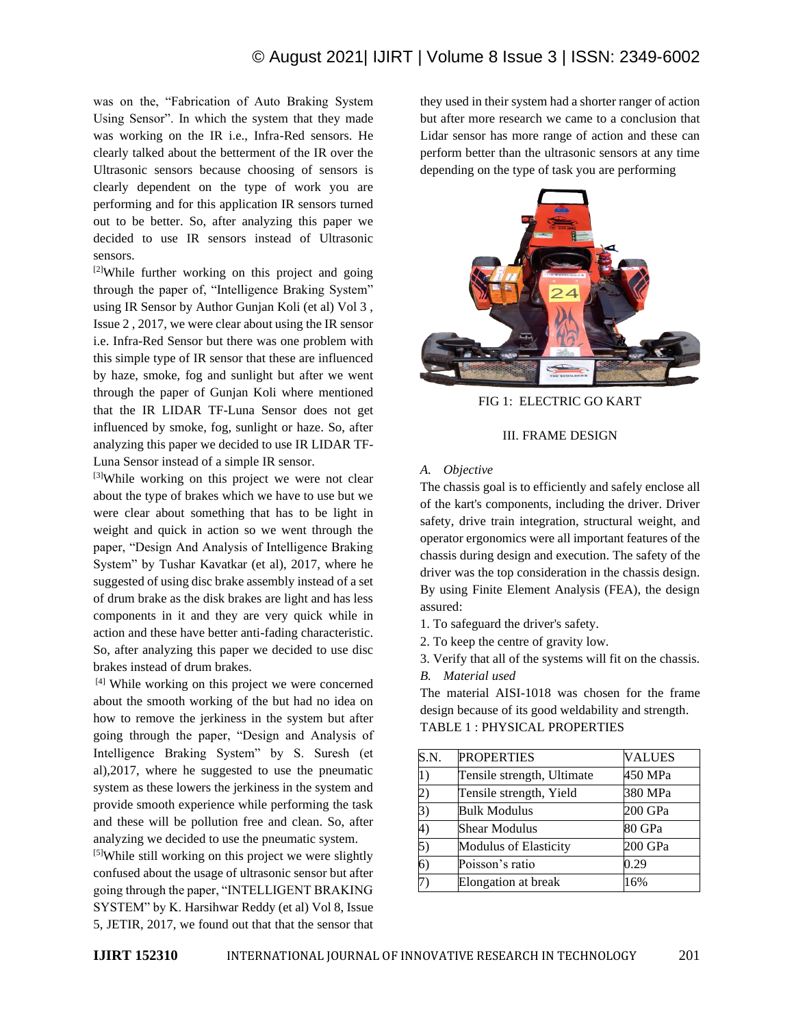was on the, "Fabrication of Auto Braking System Using Sensor". In which the system that they made was working on the IR i.e., Infra-Red sensors. He clearly talked about the betterment of the IR over the Ultrasonic sensors because choosing of sensors is clearly dependent on the type of work you are performing and for this application IR sensors turned out to be better. So, after analyzing this paper we decided to use IR sensors instead of Ultrasonic sensors.

[2]While further working on this project and going through the paper of, "Intelligence Braking System" using IR Sensor by Author Gunjan Koli (et al) Vol 3 , Issue 2 , 2017, we were clear about using the IR sensor i.e. Infra-Red Sensor but there was one problem with this simple type of IR sensor that these are influenced by haze, smoke, fog and sunlight but after we went through the paper of Gunjan Koli where mentioned that the IR LIDAR TF-Luna Sensor does not get influenced by smoke, fog, sunlight or haze. So, after analyzing this paper we decided to use IR LIDAR TF-Luna Sensor instead of a simple IR sensor.

[3]While working on this project we were not clear about the type of brakes which we have to use but we were clear about something that has to be light in weight and quick in action so we went through the paper, "Design And Analysis of Intelligence Braking System" by Tushar Kavatkar (et al), 2017, where he suggested of using disc brake assembly instead of a set of drum brake as the disk brakes are light and has less components in it and they are very quick while in action and these have better anti-fading characteristic. So, after analyzing this paper we decided to use disc brakes instead of drum brakes.

[4] While working on this project we were concerned about the smooth working of the but had no idea on how to remove the jerkiness in the system but after going through the paper, "Design and Analysis of Intelligence Braking System" by S. Suresh (et al),2017, where he suggested to use the pneumatic system as these lowers the jerkiness in the system and provide smooth experience while performing the task and these will be pollution free and clean. So, after analyzing we decided to use the pneumatic system.

[5]While still working on this project we were slightly confused about the usage of ultrasonic sensor but after going through the paper, "INTELLIGENT BRAKING SYSTEM" by K. Harsihwar Reddy (et al) Vol 8, Issue 5, JETIR, 2017, we found out that that the sensor that they used in their system had a shorter ranger of action but after more research we came to a conclusion that Lidar sensor has more range of action and these can perform better than the ultrasonic sensors at any time depending on the type of task you are performing

FIG 1: ELECTRIC GO KART

## III. FRAME DESIGN

### *A. Objective*

The chassis goal is to efficiently and safely enclose all of the kart's components, including the driver. Driver safety, drive train integration, structural weight, and operator ergonomics were all important features of the chassis during design and execution. The safety of the driver was the top consideration in the chassis design. By using Finite Element Analysis (FEA), the design assured:

1. To safeguard the driver's safety.
2. To keep the centre of gravity low.
3. Verify that all of the systems will fit on the chassis.

### *B. Material used*

The material AISI-1018 was chosen for the frame design because of its good weldability and strength.

TABLE 1 : PHYSICAL PROPERTIES

| S.N. | PROPERTIES | VALUES |
|---|---|---|
| 1) | Tensile strength, Ultimate | 450 MPa |
| 2) | Tensile strength, Yield | 380 MPa |
| 3) | Bulk Modulus | 200 GPa |
| 4) | Shear Modulus | 80 GPa |
| 5) | Modulus of Elasticity | 200 GPa |
| 6) | Poisson's ratio | 0.29 |
| 7) | Elongation at break | 16% |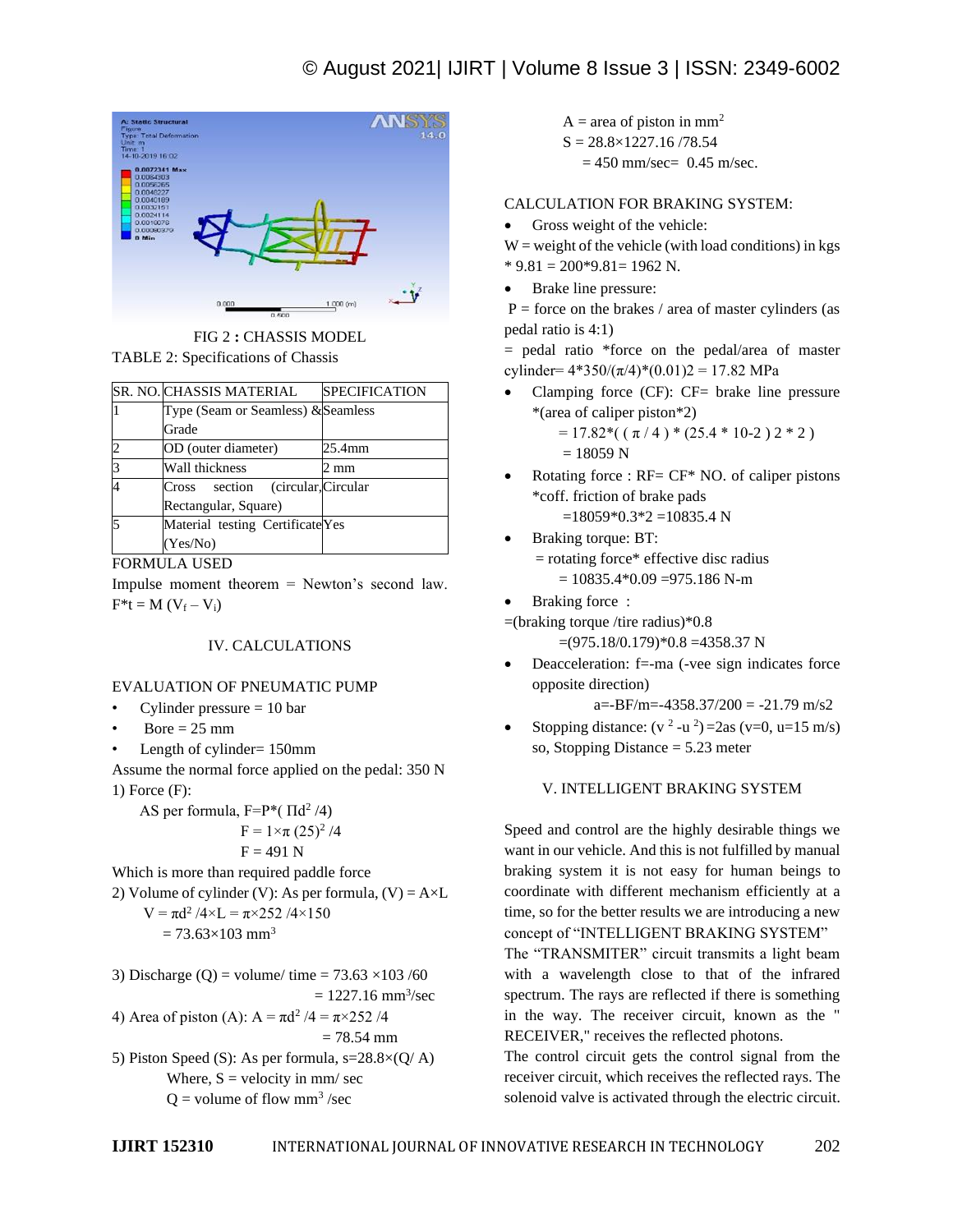FIG 2 **:** CHASSIS MODEL

TABLE 2: Specifications of Chassis

| SR. NO. | CHASSIS MATERIAL | SPECIFICATION |
|---|---|---|
| 1 | Type (Seam or Seamless) & Grade | Seamless |
| 2 | OD (outer diameter) | 25.4mm |
| 3 | Wall thickness | 2 mm |
| 4 | Cross section (circular, Rectangular, Square) | Circular |
| 5 | Material testing Certificate (Yes/No) | Yes |

FORMULA USED

Impulse moment theorem = Newton's second law. $F*t = M(V_f - V_i)$

## IV. CALCULATIONS

EVALUATION OF PNEUMATIC PUMP

- Cylinder pressure = 10 bar
- Bore = 25 mm
- Length of cylinder= 150mm

Assume the normal force applied on the pedal: 350 N

1) Force (F):

AS per formula, $F=P*(\Pi d^2/4)$

$F = 1\times\pi(25)^2/4$

$F = 491$ N

Which is more than required paddle force

2) Volume of cylinder (V): As per formula, $(V) = A\times L$

$V = \pi d^2/4\times L = \pi\times 252/4\times 150$

$= 73.63\times 103$ $mm^3$

3) Discharge (Q) = volume/ time = $73.63\times 103/60$

$= 1227.16$ $mm^3$/sec

4) Area of piston (A): $A = \pi d^2/4 = \pi\times 252/4$

$= 78.54$ mm

5) Piston Speed (S): As per formula, $s=28.8\times(Q/A)$

Where, S = velocity in mm/ sec

Q = volume of flow $mm^3$/sec

A = area of piston in $mm^2$

$S = 28.8\times 1227.16/78.54$

$= 450$ mm/sec= 0.45 m/sec.

CALCULATION FOR BRAKING SYSTEM:

- Gross weight of the vehicle:

W = weight of the vehicle (with load conditions) in kgs * 9.81 = 200*9.81= 1962 N.

- Brake line pressure:

P = force on the brakes / area of master cylinders (as pedal ratio is 4:1)

= pedal ratio *force on the pedal/area of master cylinder= $4*350/(\pi/4)*(0.01)2 = 17.82$ MPa

- Clamping force (CF): CF= brake line pressure *(area of caliper piston*2)

  $= 17.82*((\pi/4)*(25.4*10\text{-}2)2*2)$

  $= 18059$ N

- Rotating force : RF= CF* NO. of caliper pistons *coff. friction of brake pads

  $=18059*0.3*2 =10835.4$ N

- Braking torque: BT:

  = rotating force* effective disc radius

  $= 10835.4*0.09 =975.186$ N-m

- Braking force :

=(braking torque /tire radius)*0.8

$=(975.18/0.179)*0.8 =4358.37$ N

- Deacceleration: f=-ma (-vee sign indicates force opposite direction)

  $a=-BF/m=-4358.37/200 = -21.79$ m/s2

- Stopping distance: $(v^2 - u^2) = 2as$ ($v=0$, $u=15$ m/s) so, Stopping Distance = 5.23 meter

## V. INTELLIGENT BRAKING SYSTEM

Speed and control are the highly desirable things we want in our vehicle. And this is not fulfilled by manual braking system it is not easy for human beings to coordinate with different mechanism efficiently at a time, so for the better results we are introducing a new concept of "INTELLIGENT BRAKING SYSTEM"

The "TRANSMITER" circuit transmits a light beam with a wavelength close to that of the infrared spectrum. The rays are reflected if there is something in the way. The receiver circuit, known as the " RECEIVER," receives the reflected photons.

The control circuit gets the control signal from the receiver circuit, which receives the reflected rays. The solenoid valve is activated through the electric circuit.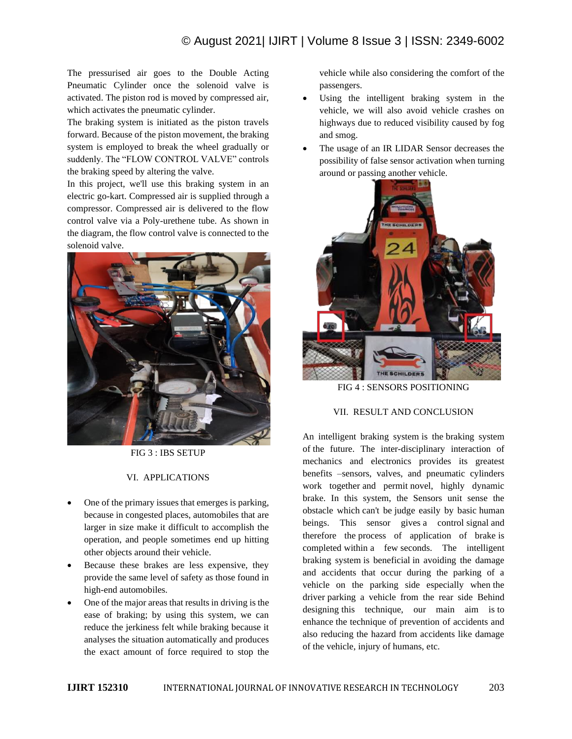The pressurised air goes to the Double Acting Pneumatic Cylinder once the solenoid valve is activated. The piston rod is moved by compressed air, which activates the pneumatic cylinder.

The braking system is initiated as the piston travels forward. Because of the piston movement, the braking system is employed to break the wheel gradually or suddenly. The "FLOW CONTROL VALVE" controls the braking speed by altering the valve.

In this project, we'll use this braking system in an electric go-kart. Compressed air is supplied through a compressor. Compressed air is delivered to the flow control valve via a Poly-urethene tube. As shown in the diagram, the flow control valve is connected to the solenoid valve.

FIG 3 : IBS SETUP

## VI. APPLICATIONS

- One of the primary issues that emerges is parking, because in congested places, automobiles that are larger in size make it difficult to accomplish the operation, and people sometimes end up hitting other objects around their vehicle.
- Because these brakes are less expensive, they provide the same level of safety as those found in high-end automobiles.
- One of the major areas that results in driving is the ease of braking; by using this system, we can reduce the jerkiness felt while braking because it analyses the situation automatically and produces the exact amount of force required to stop the vehicle while also considering the comfort of the passengers.
- Using the intelligent braking system in the vehicle, we will also avoid vehicle crashes on highways due to reduced visibility caused by fog and smog.
- The usage of an IR LIDAR Sensor decreases the possibility of false sensor activation when turning around or passing another vehicle.

FIG 4 : SENSORS POSITIONING

## VII. RESULT AND CONCLUSION

An intelligent braking system is the braking system of the future. The inter-disciplinary interaction of mechanics and electronics provides its greatest benefits –sensors, valves, and pneumatic cylinders work together and permit novel, highly dynamic brake. In this system, the Sensors unit sense the obstacle which can't be judge easily by basic human beings. This sensor gives a control signal and therefore the process of application of brake is completed within a few seconds. The intelligent braking system is beneficial in avoiding the damage and accidents that occur during the parking of a vehicle on the parking side especially when the driver parking a vehicle from the rear side Behind designing this technique, our main aim is to enhance the technique of prevention of accidents and also reducing the hazard from accidents like damage of the vehicle, injury of humans, etc.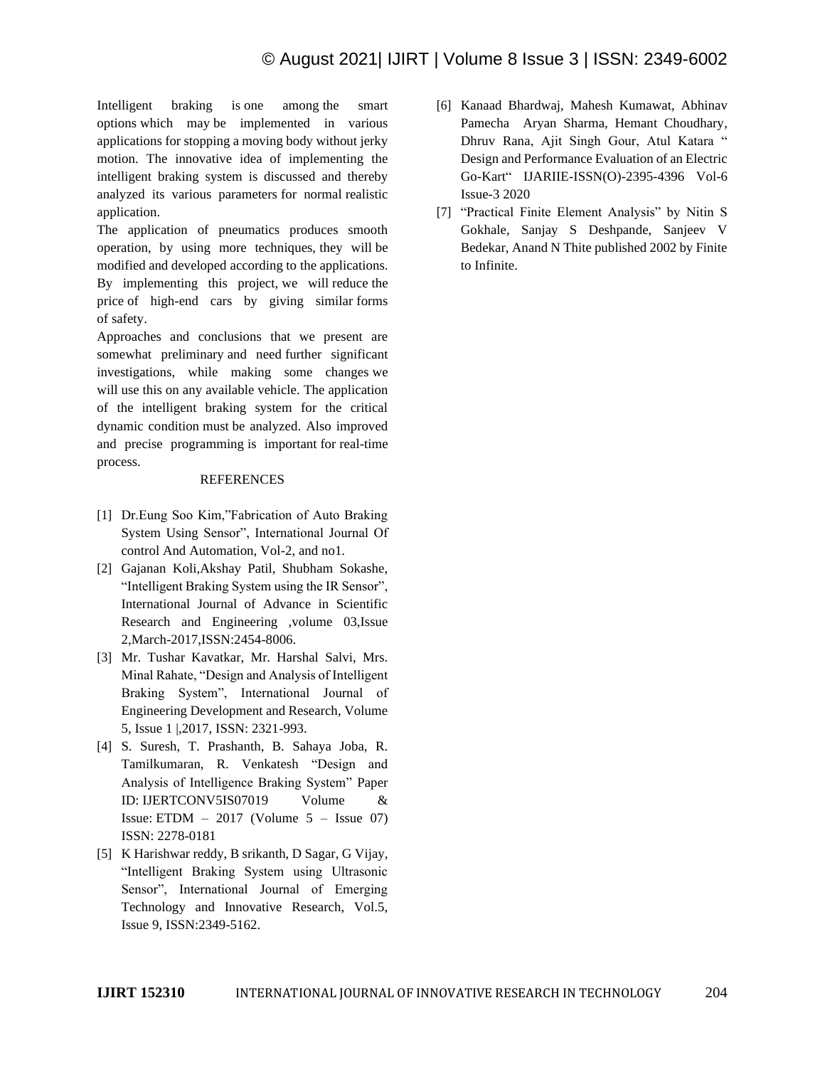Intelligent braking is one among the smart options which may be implemented in various applications for stopping a moving body without jerky motion. The innovative idea of implementing the intelligent braking system is discussed and thereby analyzed its various parameters for normal realistic application.

The application of pneumatics produces smooth operation, by using more techniques, they will be modified and developed according to the applications. By implementing this project, we will reduce the price of high-end cars by giving similar forms of safety.

Approaches and conclusions that we present are somewhat preliminary and need further significant investigations, while making some changes we will use this on any available vehicle. The application of the intelligent braking system for the critical dynamic condition must be analyzed. Also improved and precise programming is important for real-time process.

## REFERENCES

[1] Dr.Eung Soo Kim,"Fabrication of Auto Braking System Using Sensor", International Journal Of control And Automation, Vol-2, and no1.

[2] Gajanan Koli,Akshay Patil, Shubham Sokashe, "Intelligent Braking System using the IR Sensor", International Journal of Advance in Scientific Research and Engineering ,volume 03,Issue 2,March-2017,ISSN:2454-8006.

[3] Mr. Tushar Kavatkar, Mr. Harshal Salvi, Mrs. Minal Rahate, "Design and Analysis of Intelligent Braking System", International Journal of Engineering Development and Research, Volume 5, Issue 1 |,2017, ISSN: 2321-993.

[4] S. Suresh, T. Prashanth, B. Sahaya Joba, R. Tamilkumaran, R. Venkatesh "Design and Analysis of Intelligence Braking System" Paper ID: IJERTCONV5IS07019 Volume & Issue: ETDM – 2017 (Volume 5 – Issue 07) ISSN: 2278-0181

[5] K Harishwar reddy, B srikanth, D Sagar, G Vijay, "Intelligent Braking System using Ultrasonic Sensor", International Journal of Emerging Technology and Innovative Research, Vol.5, Issue 9, ISSN:2349-5162.

[6] Kanaad Bhardwaj, Mahesh Kumawat, Abhinav Pamecha Aryan Sharma, Hemant Choudhary, Dhruv Rana, Ajit Singh Gour, Atul Katara " Design and Performance Evaluation of an Electric Go-Kart" IJARIIE-ISSN(O)-2395-4396 Vol-6 Issue-3 2020

[7] "Practical Finite Element Analysis" by Nitin S Gokhale, Sanjay S Deshpande, Sanjeev V Bedekar, Anand N Thite published 2002 by Finite to Infinite.